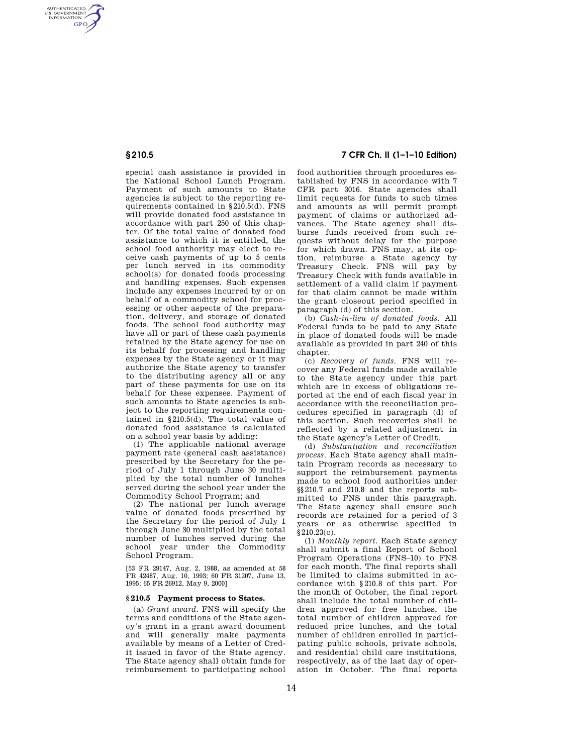special cash assistance is provided in the National School Lunch Program. Payment of such amounts to State agencies is subject to the reporting requirements contained in §210.5(d). FNS will provide donated food assistance in accordance with part 250 of this chapter. Of the total value of donated food assistance to which it is entitled, the school food authority may elect to receive cash payments of up to 5 cents per lunch served in its commodity school(s) for donated foods processing and handling expenses. Such expenses include any expenses incurred by or on behalf of a commodity school for processing or other aspects of the preparation, delivery, and storage of donated foods. The school food authority may have all or part of these cash payments retained by the State agency for use on its behalf for processing and handling expenses by the State agency or it may authorize the State agency to transfer to the distributing agency all or any part of these payments for use on its behalf for these expenses. Payment of such amounts to State agencies is subject to the reporting requirements contained in §210.5(d). The total value of donated food assistance is calculated on a school year basis by adding:

(1) The applicable national average payment rate (general cash assistance) prescribed by the Secretary for the period of July 1 through June 30 multiplied by the total number of lunches served during the school year under the Commodity School Program; and

(2) The national per lunch average value of donated foods prescribed by the Secretary for the period of July 1 through June 30 multiplied by the total number of lunches served during the school year under the Commodity School Program.

[53 FR 29147, Aug. 2, 1988, as amended at 58 FR 42487, Aug. 10, 1993; 60 FR 31207, June 13, 1995; 65 FR 26912, May 9, 2000]

## §210.5 Payment process to States.

(a) *Grant award.* FNS will specify the terms and conditions of the State agency's grant in a grant award document and will generally make payments available by means of a Letter of Credit issued in favor of the State agency. The State agency shall obtain funds for reimbursement to participating school food authorities through procedures established by FNS in accordance with 7 CFR part 3016. State agencies shall limit requests for funds to such times and amounts as will permit prompt payment of claims or authorized advances. The State agency shall disburse funds received from such requests without delay for the purpose for which drawn. FNS may, at its option, reimburse a State agency by Treasury Check. FNS will pay by Treasury Check with funds available in settlement of a valid claim if payment for that claim cannot be made within the grant closeout period specified in paragraph (d) of this section.

(b) *Cash-in-lieu of donated foods.* All Federal funds to be paid to any State in place of donated foods will be made available as provided in part 240 of this chapter.

(c) *Recovery of funds.* FNS will recover any Federal funds made available to the State agency under this part which are in excess of obligations reported at the end of each fiscal year in accordance with the reconciliation procedures specified in paragraph (d) of this section. Such recoveries shall be reflected by a related adjustment in the State agency's Letter of Credit.

(d) *Substantiation and reconciliation process.* Each State agency shall maintain Program records as necessary to support the reimbursement payments made to school food authorities under §§210.7 and 210.8 and the reports submitted to FNS under this paragraph. The State agency shall ensure such records are retained for a period of 3 years or as otherwise specified in §210.23(c).

(1) *Monthly report.* Each State agency shall submit a final Report of School Program Operations (FNS–10) to FNS for each month. The final reports shall be limited to claims submitted in accordance with §210.8 of this part. For the month of October, the final report shall include the total number of children approved for free lunches, the total number of children approved for reduced price lunches, and the total number of children enrolled in participating public schools, private schools, and residential child care institutions, respectively, as of the last day of operation in October. The final reports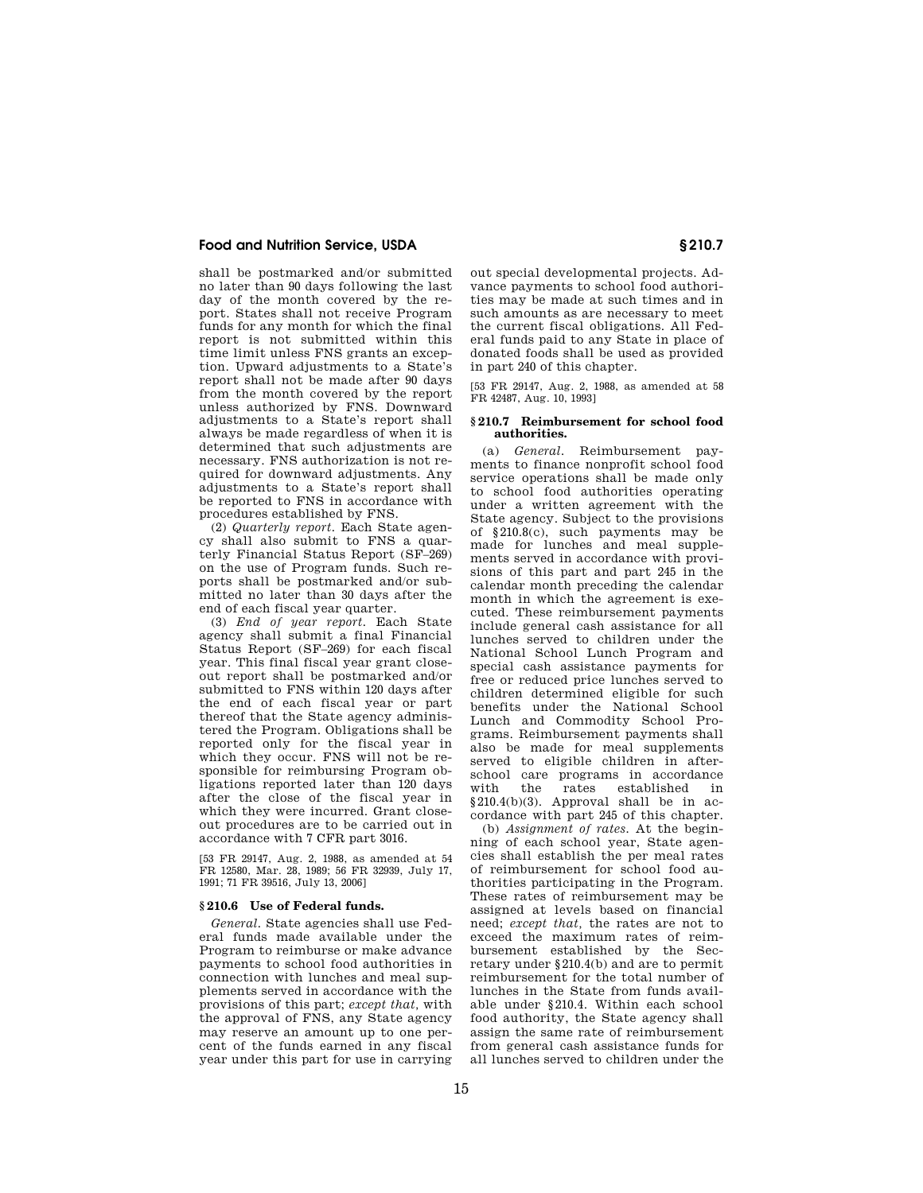shall be postmarked and/or submitted no later than 90 days following the last day of the month covered by the report. States shall not receive Program funds for any month for which the final report is not submitted within this time limit unless FNS grants an exception. Upward adjustments to a State's report shall not be made after 90 days from the month covered by the report unless authorized by FNS. Downward adjustments to a State's report shall always be made regardless of when it is determined that such adjustments are necessary. FNS authorization is not required for downward adjustments. Any adjustments to a State's report shall be reported to FNS in accordance with procedures established by FNS.

(2) *Quarterly report.* Each State agency shall also submit to FNS a quarterly Financial Status Report (SF–269) on the use of Program funds. Such reports shall be postmarked and/or submitted no later than 30 days after the end of each fiscal year quarter.

(3) *End of year report.* Each State agency shall submit a final Financial Status Report (SF–269) for each fiscal year. This final fiscal year grant closeout report shall be postmarked and/or submitted to FNS within 120 days after the end of each fiscal year or part thereof that the State agency administered the Program. Obligations shall be reported only for the fiscal year in which they occur. FNS will not be responsible for reimbursing Program obligations reported later than 120 days after the close of the fiscal year in which they were incurred. Grant closeout procedures are to be carried out in accordance with 7 CFR part 3016.

[53 FR 29147, Aug. 2, 1988, as amended at 54 FR 12580, Mar. 28, 1989; 56 FR 32939, July 17, 1991; 71 FR 39516, July 13, 2006]

### § 210.6 Use of Federal funds.

*General.* State agencies shall use Federal funds made available under the Program to reimburse or make advance payments to school food authorities in connection with lunches and meal supplements served in accordance with the provisions of this part; *except that,* with the approval of FNS, any State agency may reserve an amount up to one percent of the funds earned in any fiscal year under this part for use in carrying out special developmental projects. Advance payments to school food authorities may be made at such times and in such amounts as are necessary to meet the current fiscal obligations. All Federal funds paid to any State in place of donated foods shall be used as provided in part 240 of this chapter.

[53 FR 29147, Aug. 2, 1988, as amended at 58 FR 42487, Aug. 10, 1993]

### § 210.7 Reimbursement for school food authorities.

(a) *General.* Reimbursement payments to finance nonprofit school food service operations shall be made only to school food authorities operating under a written agreement with the State agency. Subject to the provisions of §210.8(c), such payments may be made for lunches and meal supplements served in accordance with provisions of this part and part 245 in the calendar month preceding the calendar month in which the agreement is executed. These reimbursement payments include general cash assistance for all lunches served to children under the National School Lunch Program and special cash assistance payments for free or reduced price lunches served to children determined eligible for such benefits under the National School Lunch and Commodity School Programs. Reimbursement payments shall also be made for meal supplements served to eligible children in afterschool care programs in accordance with the rates established in §210.4(b)(3). Approval shall be in accordance with part 245 of this chapter.

(b) *Assignment of rates.* At the beginning of each school year, State agencies shall establish the per meal rates of reimbursement for school food authorities participating in the Program. These rates of reimbursement may be assigned at levels based on financial need; *except that,* the rates are not to exceed the maximum rates of reimbursement established by the Secretary under §210.4(b) and are to permit reimbursement for the total number of lunches in the State from funds available under §210.4. Within each school food authority, the State agency shall assign the same rate of reimbursement from general cash assistance funds for all lunches served to children under the